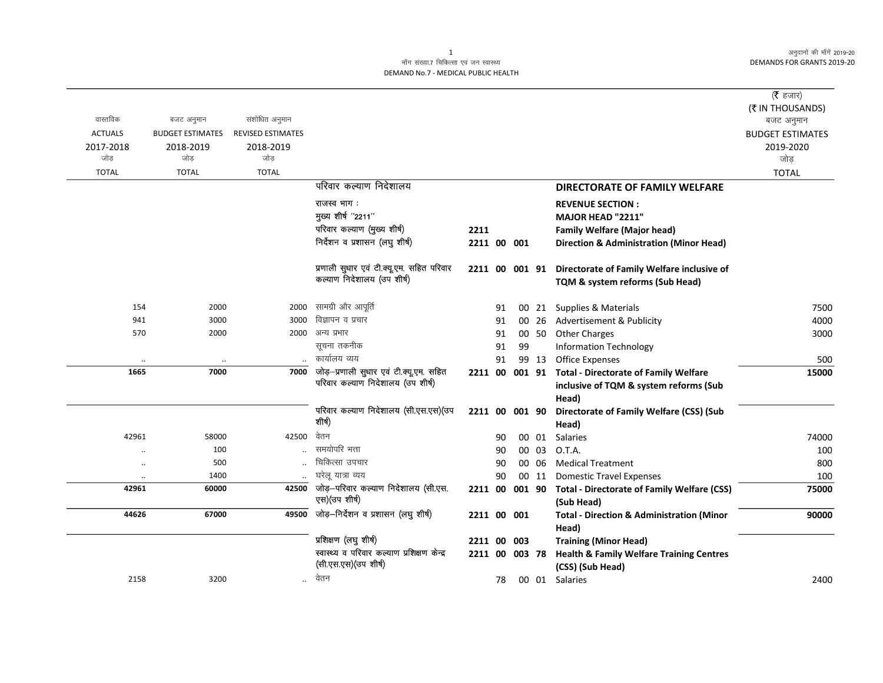माँग संख्या.7 चिकित्सा एवं जन स्वास्थ्य
DEMAND No.7 - MEDICAL PUBLIC HEALTH

अनुदानों की माँगें 2019-20
DEMANDS FOR GRANTS 2019-20

(₹ हजार)
(₹ IN THOUSANDS)

| वास्तविक ACTUALS 2017-2018 जोड़ TOTAL | बजट अनुमान BUDGET ESTIMATES 2018-2019 जोड़ TOTAL | संशोधित अनुमान REVISED ESTIMATES 2018-2019 जोड़ TOTAL | | | | | | | बजट अनुमान BUDGET ESTIMATES 2019-2020 जोड़ TOTAL |
|---|---|---|---|---|---|---|---|---|---|
| | | | परिवार कल्याण निदेशालय | | | | | **DIRECTORATE OF FAMILY WELFARE** | |
| | | | राजस्व भाग : | | | | | **REVENUE SECTION :** | |
| | | | मुख्य शीर्ष "2211" | | | | | **MAJOR HEAD "2211"** | |
| | | | परिवार कल्याण (मुख्य शीर्ष) | 2211 | | | | **Family Welfare (Major head)** | |
| | | | निर्देशन व प्रशासन (लघु शीर्ष) | 2211 | 00 | 001 | | **Direction & Administration (Minor Head)** | |
| | | | प्रणाली सुधार एवं टी.क्यू.एम. सहित परिवार कल्याण निदेशालय (उप शीर्ष) | 2211 | 00 | 001 | 91 | **Directorate of Family Welfare inclusive of TQM & system reforms (Sub Head)** | |
| 154 | 2000 | 2000 | सामग्री और आपूर्ति | | 91 | 00 | 21 | Supplies & Materials | 7500 |
| 941 | 3000 | 3000 | विज्ञापन व प्रचार | | 91 | 00 | 26 | Advertisement & Publicity | 4000 |
| 570 | 2000 | 2000 | अन्य प्रभार | | 91 | 00 | 50 | Other Charges | 3000 |
| | | | सूचना तकनीक | | 91 | 99 | | Information Technology | |
| .. | .. | .. | कार्यालय व्यय | | 91 | 99 | 13 | Office Expenses | 500 |
| **1665** | **7000** | **7000** | जोड़–प्रणाली सुधार एवं टी.क्यू.एम. सहित परिवार कल्याण निदेशालय (उप शीर्ष) | 2211 | 00 | 001 | 91 | **Total - Directorate of Family Welfare inclusive of TQM & system reforms (Sub Head)** | **15000** |
| | | | परिवार कल्याण निदेशालय (सी.एस.एस)(उप शीर्ष) | 2211 | 00 | 001 | 90 | **Directorate of Family Welfare (CSS) (Sub Head)** | |
| 42961 | 58000 | 42500 | वेतन | | 90 | 00 | 01 | Salaries | 74000 |
| .. | 100 | .. | समयोपरि भत्ता | | 90 | 00 | 03 | O.T.A. | 100 |
| .. | 500 | .. | चिकित्सा उपचार | | 90 | 00 | 06 | Medical Treatment | 800 |
| .. | 1400 | .. | घरेलू यात्रा व्यय | | 90 | 00 | 11 | Domestic Travel Expenses | 100 |
| **42961** | **60000** | **42500** | जोड़–परिवार कल्याण निदेशालय (सी.एस.एस)(उप शीर्ष) | 2211 | 00 | 001 | 90 | **Total - Directorate of Family Welfare (CSS) (Sub Head)** | **75000** |
| **44626** | **67000** | **49500** | जोड़–निर्देशन व प्रशासन (लघु शीर्ष) | 2211 | 00 | 001 | | **Total - Direction & Administration (Minor Head)** | **90000** |
| | | | प्रशिक्षण (लघु शीर्ष) | 2211 | 00 | 003 | | **Training (Minor Head)** | |
| | | | स्वास्थ्य व परिवार कल्याण प्रशिक्षण केन्द्र (सी.एस.एस)(उप शीर्ष) | 2211 | 00 | 003 | 78 | **Health & Family Welfare Training Centres (CSS) (Sub Head)** | |
| 2158 | 3200 | .. | वेतन | | 78 | 00 | 01 | Salaries | 2400 |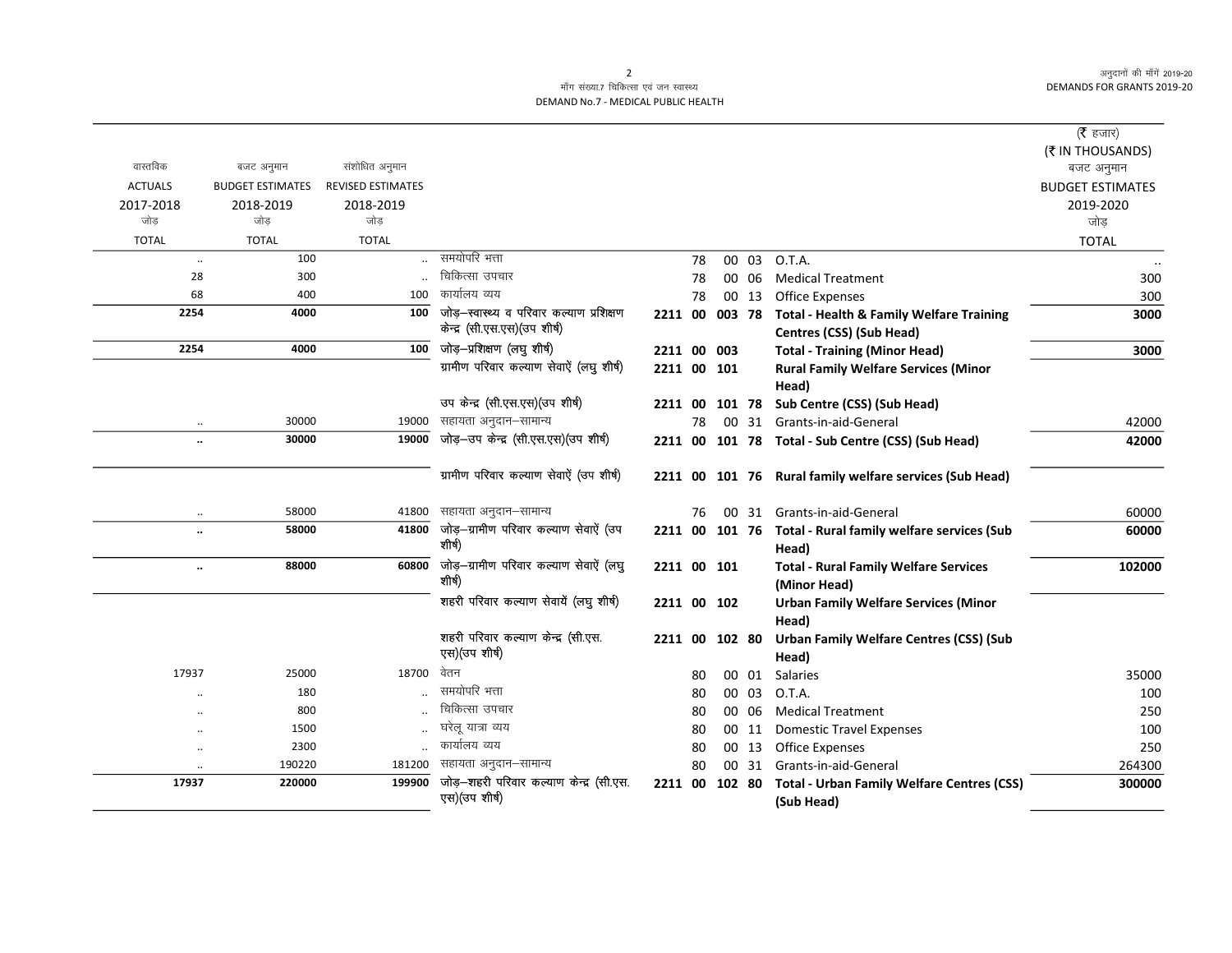माँग संख्या.7 चिकित्सा एवं जन स्वास्थ्य

DEMAND No.7 - MEDICAL PUBLIC HEALTH

अनुदानों की माँगें 2019-20

DEMANDS FOR GRANTS 2019-20

(₹ हजार)
(₹ IN THOUSANDS)

| वास्तविक ACTUALS 2017-2018 जोड़ TOTAL | बजट अनुमान BUDGET ESTIMATES 2018-2019 जोड़ TOTAL | संशोधित अनुमान REVISED ESTIMATES 2018-2019 जोड़ TOTAL | | | | बजट अनुमान BUDGET ESTIMATES 2019-2020 जोड़ TOTAL |
|---|---|---|---|---|---|---|
| .. | 100 | .. | समयोपरि भत्ता | 78 00 03 | O.T.A. | .. |
| 28 | 300 | .. | चिकित्सा उपचार | 78 00 06 | Medical Treatment | 300 |
| 68 | 400 | 100 | कार्यालय व्यय | 78 00 13 | Office Expenses | 300 |
| **2254** | **4000** | **100** | **जोड़–स्वास्थ्य व परिवार कल्याण प्रशिक्षण केन्द्र (सी.एस.एस)(उप शीर्ष)** | **2211 00 003 78** | **Total - Health & Family Welfare Training Centres (CSS) (Sub Head)** | **3000** |
| **2254** | **4000** | **100** | **जोड़–प्रशिक्षण (लघु शीर्ष)** | **2211 00 003** | **Total - Training (Minor Head)** | **3000** |
| | | | **ग्रामीण परिवार कल्याण सेवाऐं (लघु शीर्ष)** | **2211 00 101** | **Rural Family Welfare Services (Minor Head)** | |
| | | | **उप केन्द्र (सी.एस.एस)(उप शीर्ष)** | **2211 00 101 78** | **Sub Centre (CSS) (Sub Head)** | |
| .. | 30000 | 19000 | सहायता अनुदान–सामान्य | 78 00 31 | Grants-in-aid-General | 42000 |
| **..** | **30000** | **19000** | **जोड़–उप केन्द्र (सी.एस.एस)(उप शीर्ष)** | **2211 00 101 78** | **Total - Sub Centre (CSS) (Sub Head)** | **42000** |
| | | | **ग्रामीण परिवार कल्याण सेवाऐं (उप शीर्ष)** | **2211 00 101 76** | **Rural family welfare services (Sub Head)** | |
| .. | 58000 | 41800 | सहायता अनुदान–सामान्य | 76 00 31 | Grants-in-aid-General | 60000 |
| **..** | **58000** | **41800** | **जोड़–ग्रामीण परिवार कल्याण सेवाऐं (उप शीर्ष)** | **2211 00 101 76** | **Total - Rural family welfare services (Sub Head)** | **60000** |
| **..** | **88000** | **60800** | **जोड़–ग्रामीण परिवार कल्याण सेवाऐं (लघु शीर्ष)** | **2211 00 101** | **Total - Rural Family Welfare Services (Minor Head)** | **102000** |
| | | | **शहरी परिवार कल्याण सेवायें (लघु शीर्ष)** | **2211 00 102** | **Urban Family Welfare Services (Minor Head)** | |
| | | | **शहरी परिवार कल्याण केन्द्र (सी.एस. एस)(उप शीर्ष)** | **2211 00 102 80** | **Urban Family Welfare Centres (CSS) (Sub Head)** | |
| 17937 | 25000 | 18700 | वेतन | 80 00 01 | Salaries | 35000 |
| .. | 180 | .. | समयोपरि भत्ता | 80 00 03 | O.T.A. | 100 |
| .. | 800 | .. | चिकित्सा उपचार | 80 00 06 | Medical Treatment | 250 |
| .. | 1500 | .. | घरेलू यात्रा व्यय | 80 00 11 | Domestic Travel Expenses | 100 |
| .. | 2300 | .. | कार्यालय व्यय | 80 00 13 | Office Expenses | 250 |
| .. | 190220 | 181200 | सहायता अनुदान–सामान्य | 80 00 31 | Grants-in-aid-General | 264300 |
| **17937** | **220000** | **199900** | **जोड़–शहरी परिवार कल्याण केन्द्र (सी.एस. एस)(उप शीर्ष)** | **2211 00 102 80** | **Total - Urban Family Welfare Centres (CSS) (Sub Head)** | **300000** |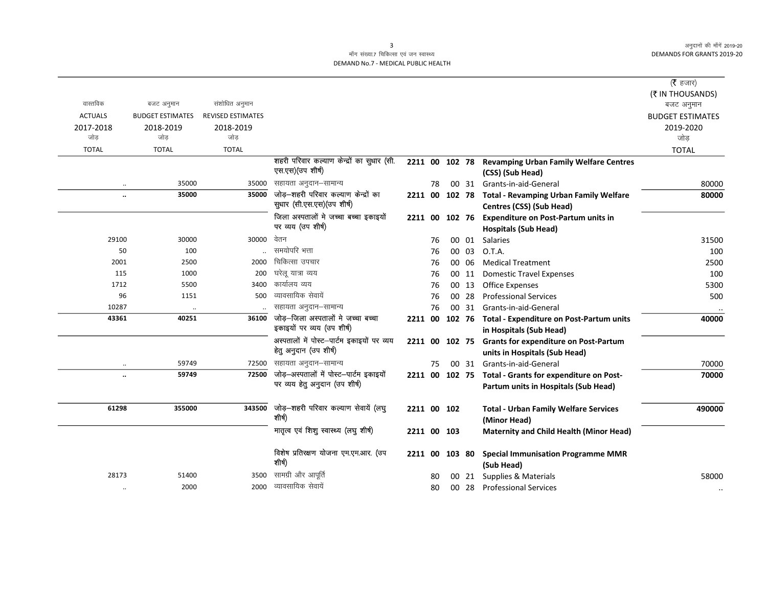| वास्तविक ACTUALS 2017-2018 जोड़ TOTAL | बजट अनुमान BUDGET ESTIMATES 2018-2019 जोड़ TOTAL | संशोधित अनुमान REVISED ESTIMATES 2018-2019 जोड़ TOTAL | | | | | | | (₹ हजार) (₹ IN THOUSANDS) बजट अनुमान BUDGET ESTIMATES 2019-2020 जोड़ TOTAL |
|---|---|---|---|---|---|---|---|---|---|
| | | | शहरी परिवार कल्याण केन्द्रों का सुधार (सी.एस.एस)(उप शीर्ष) | 2211 00 | 102 | 78 | | **Revamping Urban Family Welfare Centres (CSS) (Sub Head)** | |
| .. | 35000 | 35000 | सहायता अनुदान–सामान्य | 78 | 00 | 31 | | Grants-in-aid-General | 80000 |
| **..** | **35000** | **35000** | जोड़–शहरी परिवार कल्याण केन्द्रों का सुधार (सी.एस.एस)(उप शीर्ष) | 2211 00 | 102 | 78 | | **Total - Revamping Urban Family Welfare Centres (CSS) (Sub Head)** | **80000** |
| | | | जिला अस्पतालों मे जच्चा बच्चा इकाइयों पर व्यय (उप शीर्ष) | 2211 00 | 102 | 76 | | **Expenditure on Post-Partum units in Hospitals (Sub Head)** | |
| 29100 | 30000 | 30000 | वेतन | 76 | 00 | 01 | | Salaries | 31500 |
| 50 | 100 | .. | समयोपरि भत्ता | 76 | 00 | 03 | | O.T.A. | 100 |
| 2001 | 2500 | 2000 | चिकित्सा उपचार | 76 | 00 | 06 | | Medical Treatment | 2500 |
| 115 | 1000 | 200 | घरेलू यात्रा व्यय | 76 | 00 | 11 | | Domestic Travel Expenses | 100 |
| 1712 | 5500 | 3400 | कार्यालय व्यय | 76 | 00 | 13 | | Office Expenses | 5300 |
| 96 | 1151 | 500 | व्यावसायिक सेवायें | 76 | 00 | 28 | | Professional Services | 500 |
| 10287 | .. | .. | सहायता अनुदान–सामान्य | 76 | 00 | 31 | | Grants-in-aid-General | .. |
| **43361** | **40251** | **36100** | जोड़–जिला अस्पतालों मे जच्चा बच्चा इकाइयों पर व्यय (उप शीर्ष) | 2211 00 | 102 | 76 | | **Total - Expenditure on Post-Partum units in Hospitals (Sub Head)** | **40000** |
| | | | अस्पतालों में पोस्ट–पार्टम इकाइयों पर व्यय हेतु अनुदान (उप शीर्ष) | 2211 00 | 102 | 75 | | **Grants for expenditure on Post-Partum units in Hospitals (Sub Head)** | |
| .. | 59749 | 72500 | सहायता अनुदान–सामान्य | 75 | 00 | 31 | | Grants-in-aid-General | 70000 |
| **..** | **59749** | **72500** | जोड़–अस्पतालों में पोस्ट–पार्टम इकाइयों पर व्यय हेतु अनुदान (उप शीर्ष) | 2211 00 | 102 | 75 | | **Total - Grants for expenditure on Post-Partum units in Hospitals (Sub Head)** | **70000** |
| **61298** | **355000** | **343500** | जोड़–शहरी परिवार कल्याण सेवायें (लघु शीर्ष) | 2211 00 | 102 | | | **Total - Urban Family Welfare Services (Minor Head)** | **490000** |
| | | | मातृत्व एवं शिशु स्वास्थ्य (लघु शीर्ष) | 2211 00 | 103 | | | **Maternity and Child Health (Minor Head)** | |
| | | | विशेष प्रतिरक्षण योजना एम.एम.आर. (उप शीर्ष) | 2211 00 | 103 | 80 | | **Special Immunisation Programme MMR (Sub Head)** | |
| 28173 | 51400 | 3500 | सामग्री और आपूर्ति | 80 | 00 | 21 | | Supplies & Materials | 58000 |
| .. | 2000 | 2000 | व्यावसायिक सेवायें | 80 | 00 | 28 | | Professional Services | .. |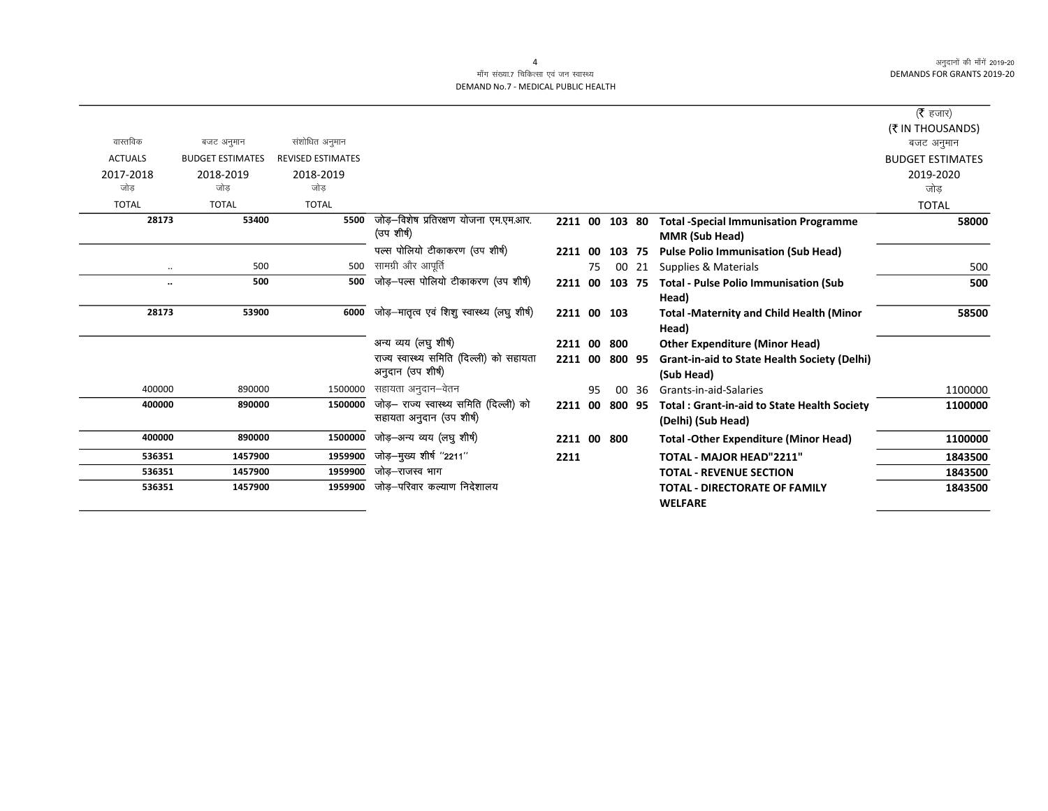माँग संख्या.7 चिकित्सा एवं जन स्वास्थ्य
DEMAND No.7 - MEDICAL PUBLIC HEALTH

| वास्तविक ACTUALS 2017-2018 जोड़ TOTAL | बजट अनुमान BUDGET ESTIMATES 2018-2019 जोड़ TOTAL | संशोधित अनुमान REVISED ESTIMATES 2018-2019 जोड़ TOTAL | | | | | | | (₹ हजार) (₹ IN THOUSANDS) बजट अनुमान BUDGET ESTIMATES 2019-2020 जोड़ TOTAL |
|---|---|---|---|---|---|---|---|---|---|
| **28173** | **53400** | **5500** | जोड़–विशेष प्रतिरक्षण योजना एम.एम.आर. (उप शीर्ष) | **2211** | **00** | **103** | **80** | **Total -Special Immunisation Programme MMR (Sub Head)** | **58000** |
| | | | पल्स पोलियो टीकाकरण (उप शीर्ष) | **2211** | **00** | **103** | **75** | **Pulse Polio Immunisation (Sub Head)** | |
| .. | 500 | 500 | सामग्री और आपूर्ति | | 75 | 00 | 21 | Supplies & Materials | 500 |
| **..** | **500** | **500** | जोड़–पल्स पोलियो टीकाकरण (उप शीर्ष) | **2211** | **00** | **103** | **75** | **Total - Pulse Polio Immunisation (Sub Head)** | **500** |
| **28173** | **53900** | **6000** | जोड़–मातृत्व एवं शिशु स्वास्थ्य (लघु शीर्ष) | **2211** | **00** | **103** | | **Total -Maternity and Child Health (Minor Head)** | **58500** |
| | | | अन्य व्यय (लघु शीर्ष) | **2211** | **00** | **800** | | **Other Expenditure (Minor Head)** | |
| | | | राज्य स्वास्थ्य समिति (दिल्ली) को सहायता अनुदान (उप शीर्ष) | **2211** | **00** | **800** | **95** | **Grant-in-aid to State Health Society (Delhi) (Sub Head)** | |
| 400000 | 890000 | 1500000 | सहायता अनुदान–वेतन | | 95 | 00 | 36 | Grants-in-aid-Salaries | 1100000 |
| **400000** | **890000** | **1500000** | जोड़– राज्य स्वास्थ्य समिति (दिल्ली) को सहायता अनुदान (उप शीर्ष) | **2211** | **00** | **800** | **95** | **Total : Grant-in-aid to State Health Society (Delhi) (Sub Head)** | **1100000** |
| **400000** | **890000** | **1500000** | जोड़–अन्य व्यय (लघु शीर्ष) | **2211** | **00** | **800** | | **Total -Other Expenditure (Minor Head)** | **1100000** |
| **536351** | **1457900** | **1959900** | जोड़–मुख्य शीर्ष "2211" | **2211** | | | | **TOTAL - MAJOR HEAD"2211"** | **1843500** |
| **536351** | **1457900** | **1959900** | जोड़–राजस्व भाग | | | | | **TOTAL - REVENUE SECTION** | **1843500** |
| **536351** | **1457900** | **1959900** | जोड़–परिवार कल्याण निदेशालय | | | | | **TOTAL - DIRECTORATE OF FAMILY WELFARE** | **1843500** |